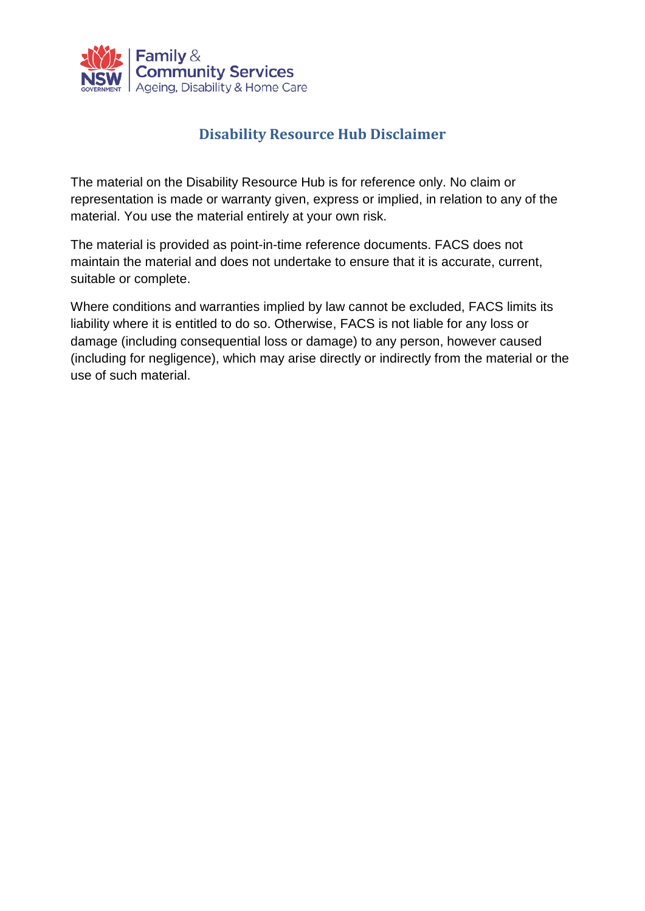# Disability Resource Hub Disclaimer

The material on the Disability Resource Hub is for reference only. No claim or representation is made or warranty given, express or implied, in relation to any of the material. You use the material entirely at your own risk.

The material is provided as point-in-time reference documents. FACS does not maintain the material and does not undertake to ensure that it is accurate, current, suitable or complete.

Where conditions and warranties implied by law cannot be excluded, FACS limits its liability where it is entitled to do so. Otherwise, FACS is not liable for any loss or damage (including consequential loss or damage) to any person, however caused (including for negligence), which may arise directly or indirectly from the material or the use of such material.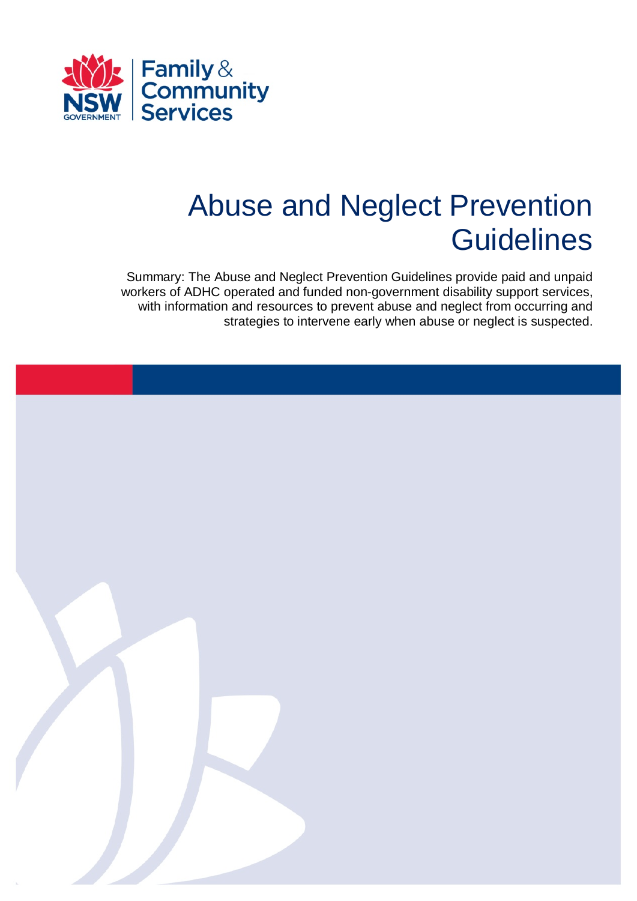# Abuse and Neglect Prevention Guidelines

Summary: The Abuse and Neglect Prevention Guidelines provide paid and unpaid workers of ADHC operated and funded non-government disability support services, with information and resources to prevent abuse and neglect from occurring and strategies to intervene early when abuse or neglect is suspected.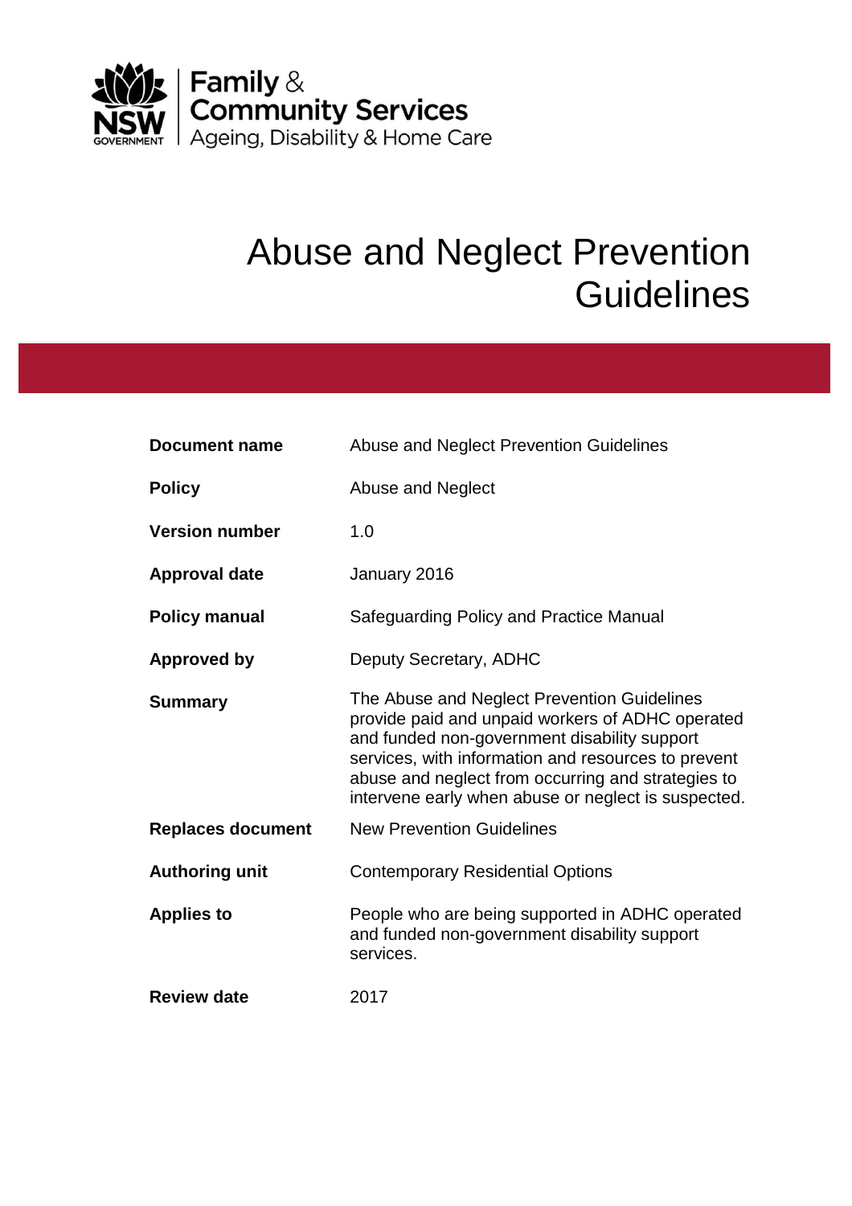Family & Community Services
Ageing, Disability & Home Care

# Abuse and Neglect Prevention Guidelines

| | |
|---|---|
| **Document name** | Abuse and Neglect Prevention Guidelines |
| **Policy** | Abuse and Neglect |
| **Version number** | 1.0 |
| **Approval date** | January 2016 |
| **Policy manual** | Safeguarding Policy and Practice Manual |
| **Approved by** | Deputy Secretary, ADHC |
| **Summary** | The Abuse and Neglect Prevention Guidelines provide paid and unpaid workers of ADHC operated and funded non-government disability support services, with information and resources to prevent abuse and neglect from occurring and strategies to intervene early when abuse or neglect is suspected. |
| **Replaces document** | New Prevention Guidelines |
| **Authoring unit** | Contemporary Residential Options |
| **Applies to** | People who are being supported in ADHC operated and funded non-government disability support services. |
| **Review date** | 2017 |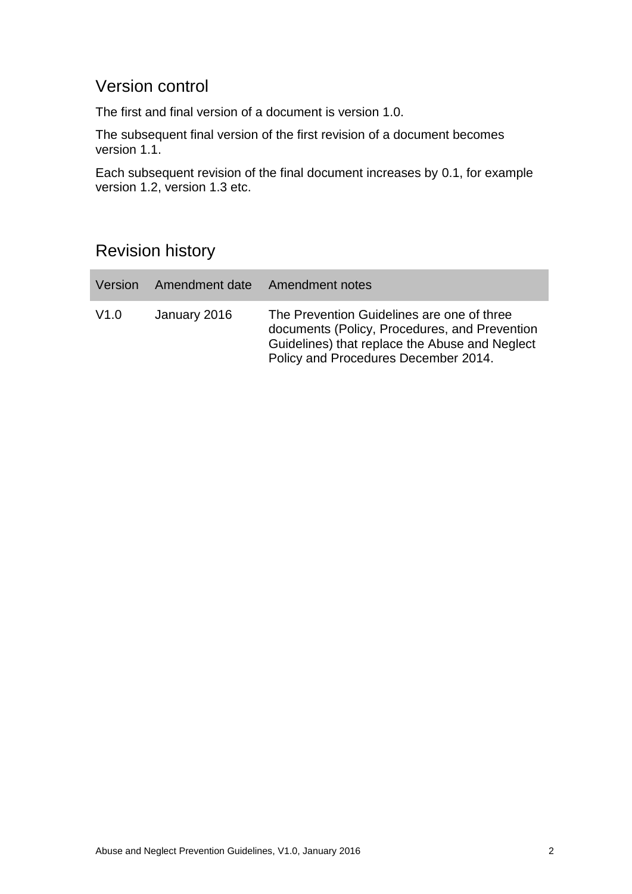## Version control

The first and final version of a document is version 1.0.

The subsequent final version of the first revision of a document becomes version 1.1.

Each subsequent revision of the final document increases by 0.1, for example version 1.2, version 1.3 etc.

## Revision history

| Version | Amendment date | Amendment notes |
|---|---|---|
| V1.0 | January 2016 | The Prevention Guidelines are one of three documents (Policy, Procedures, and Prevention Guidelines) that replace the Abuse and Neglect Policy and Procedures December 2014. |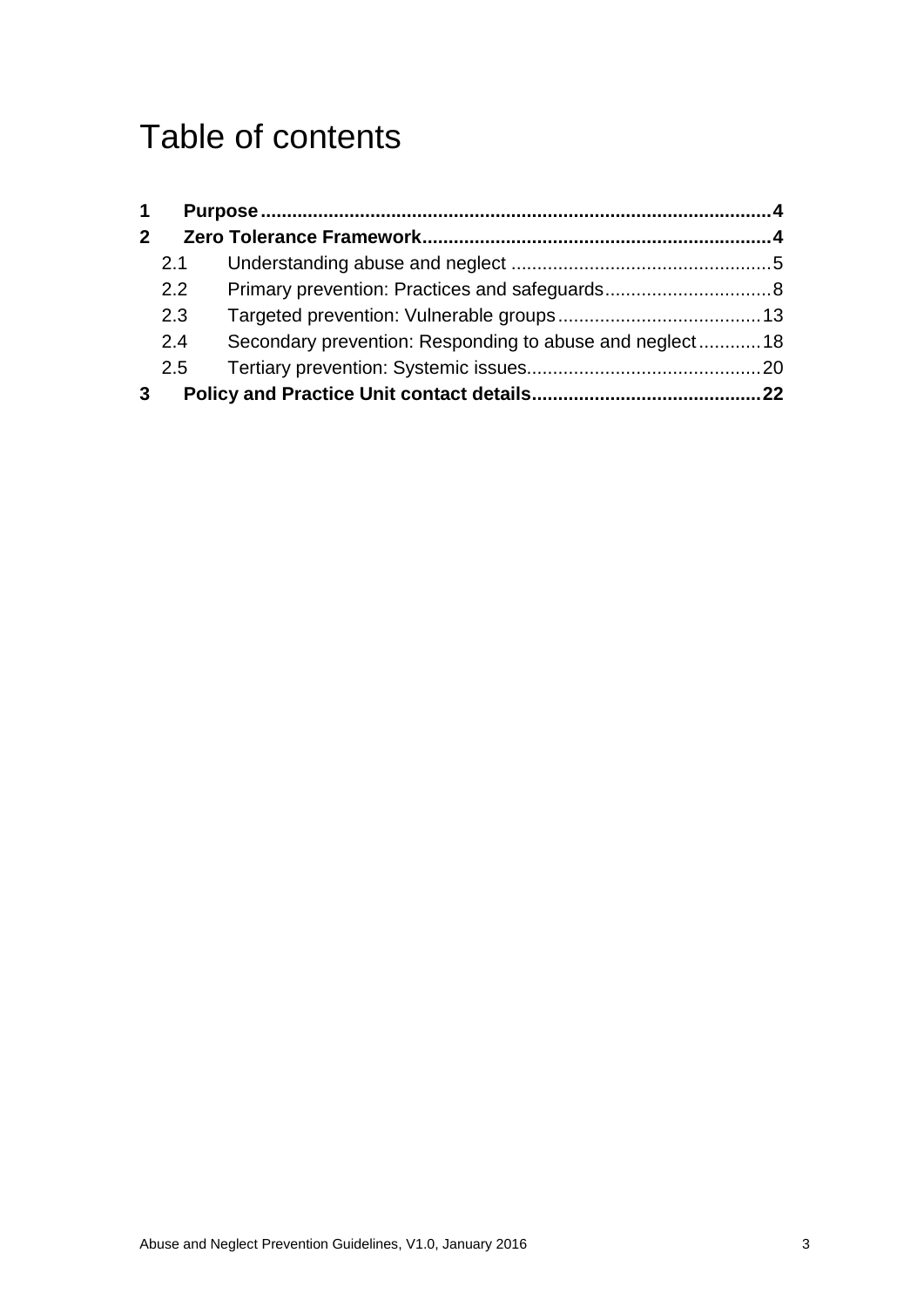# Table of contents

**1 Purpose ........................................................................................ 4**

**2 Zero Tolerance Framework ........................................................... 4**

- 2.1 Understanding abuse and neglect ................................................ 5
- 2.2 Primary prevention: Practices and safeguards ................................ 8
- 2.3 Targeted prevention: Vulnerable groups ....................................... 13
- 2.4 Secondary prevention: Responding to abuse and neglect ............ 18
- 2.5 Tertiary prevention: Systemic issues ............................................ 20

**3 Policy and Practice Unit contact details ........................................ 22**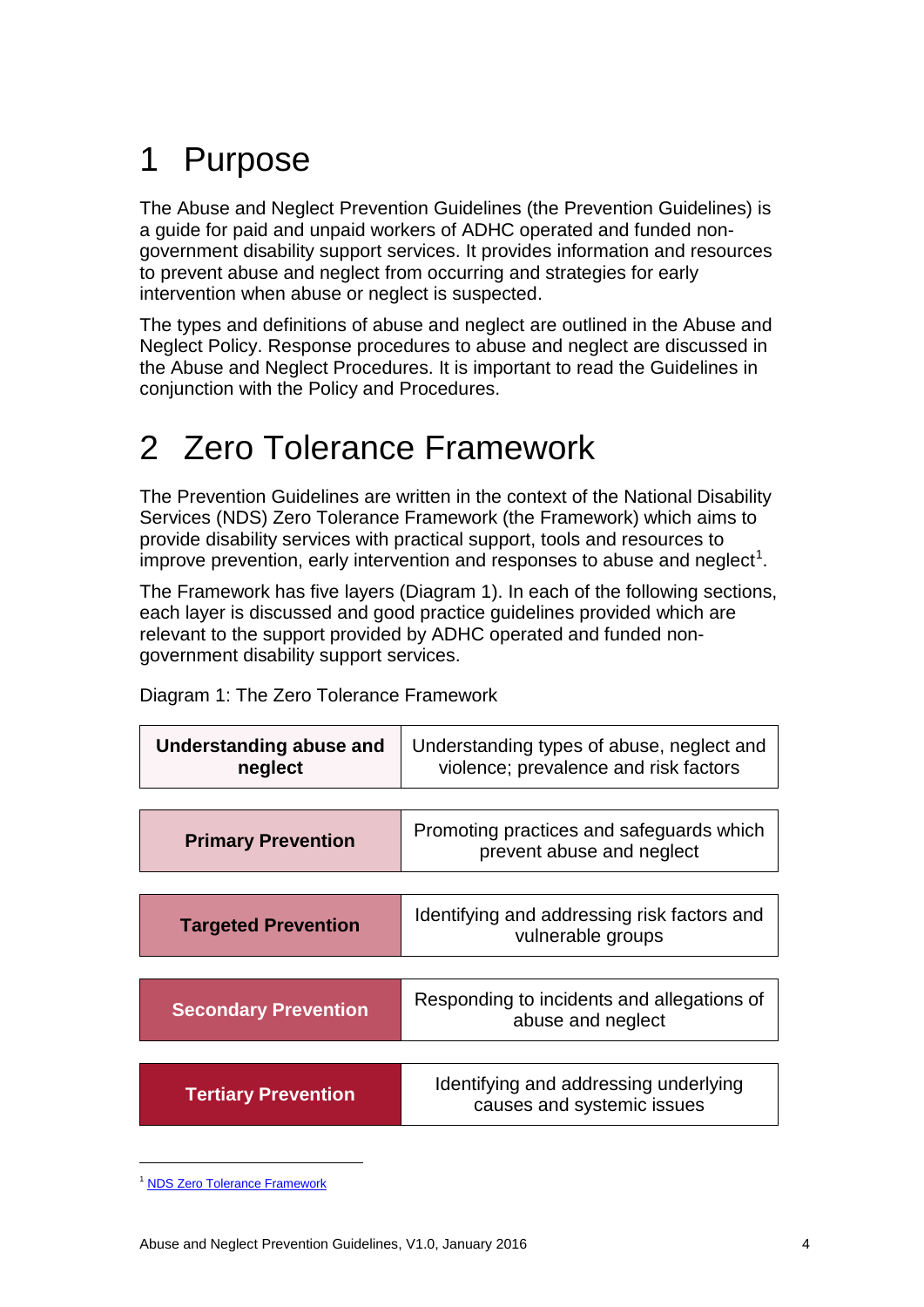# 1 Purpose

The Abuse and Neglect Prevention Guidelines (the Prevention Guidelines) is a guide for paid and unpaid workers of ADHC operated and funded non-government disability support services. It provides information and resources to prevent abuse and neglect from occurring and strategies for early intervention when abuse or neglect is suspected.

The types and definitions of abuse and neglect are outlined in the Abuse and Neglect Policy. Response procedures to abuse and neglect are discussed in the Abuse and Neglect Procedures. It is important to read the Guidelines in conjunction with the Policy and Procedures.

# 2 Zero Tolerance Framework

The Prevention Guidelines are written in the context of the National Disability Services (NDS) Zero Tolerance Framework (the Framework) which aims to provide disability services with practical support, tools and resources to improve prevention, early intervention and responses to abuse and neglect[1].

The Framework has five layers (Diagram 1). In each of the following sections, each layer is discussed and good practice guidelines provided which are relevant to the support provided by ADHC operated and funded non-government disability support services.

Diagram 1: The Zero Tolerance Framework

| Layer | Description |
|---|---|
| **Understanding abuse and neglect** | Understanding types of abuse, neglect and violence; prevalence and risk factors |
| **Primary Prevention** | Promoting practices and safeguards which prevent abuse and neglect |
| **Targeted Prevention** | Identifying and addressing risk factors and vulnerable groups |
| **Secondary Prevention** | Responding to incidents and allegations of abuse and neglect |
| **Tertiary Prevention** | Identifying and addressing underlying causes and systemic issues |

[1] NDS Zero Tolerance Framework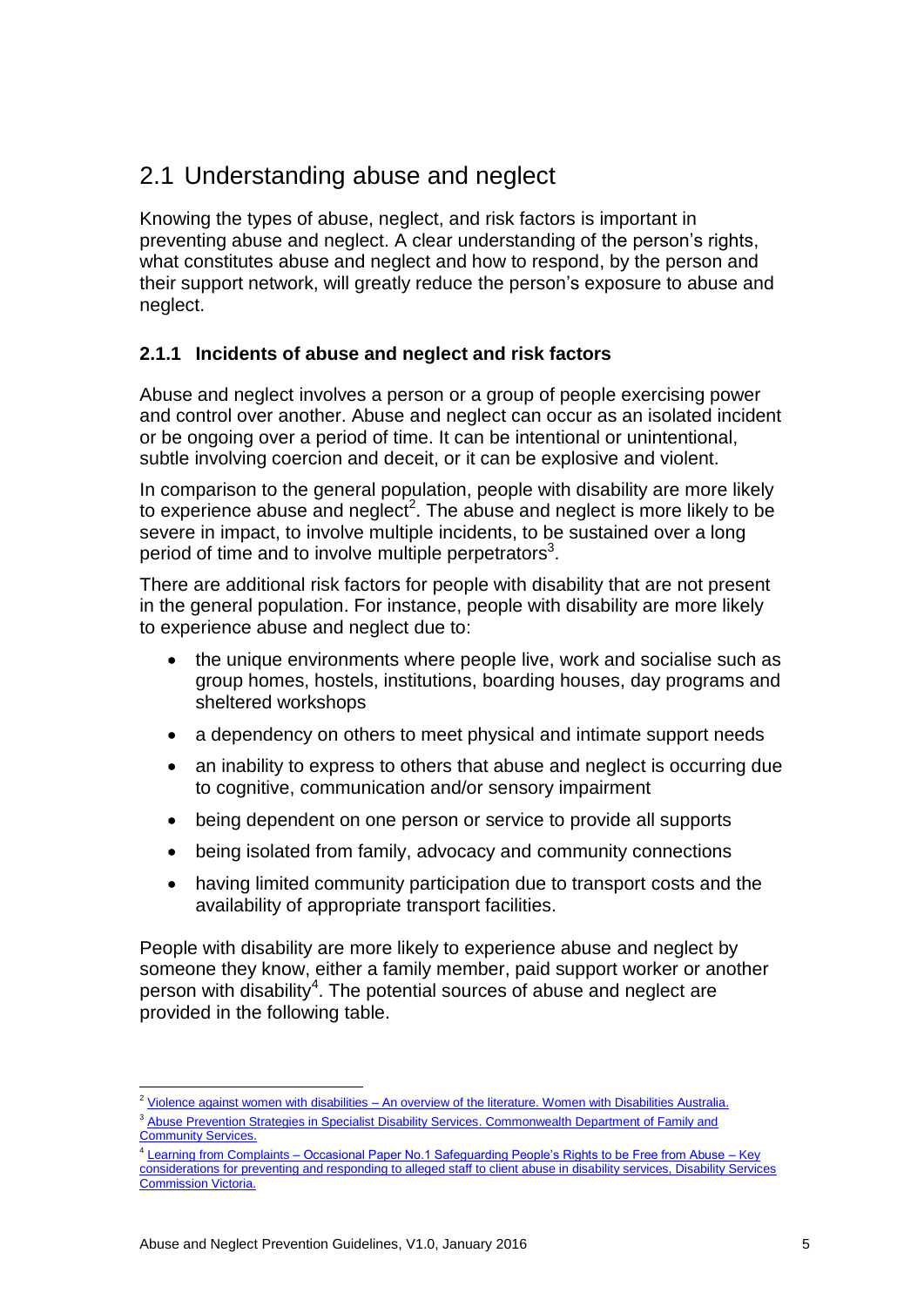## 2.1 Understanding abuse and neglect

Knowing the types of abuse, neglect, and risk factors is important in preventing abuse and neglect. A clear understanding of the person's rights, what constitutes abuse and neglect and how to respond, by the person and their support network, will greatly reduce the person's exposure to abuse and neglect.

### 2.1.1 Incidents of abuse and neglect and risk factors

Abuse and neglect involves a person or a group of people exercising power and control over another. Abuse and neglect can occur as an isolated incident or be ongoing over a period of time. It can be intentional or unintentional, subtle involving coercion and deceit, or it can be explosive and violent.

In comparison to the general population, people with disability are more likely to experience abuse and neglect[2]. The abuse and neglect is more likely to be severe in impact, to involve multiple incidents, to be sustained over a long period of time and to involve multiple perpetrators[3].

There are additional risk factors for people with disability that are not present in the general population. For instance, people with disability are more likely to experience abuse and neglect due to:

- the unique environments where people live, work and socialise such as group homes, hostels, institutions, boarding houses, day programs and sheltered workshops
- a dependency on others to meet physical and intimate support needs
- an inability to express to others that abuse and neglect is occurring due to cognitive, communication and/or sensory impairment
- being dependent on one person or service to provide all supports
- being isolated from family, advocacy and community connections
- having limited community participation due to transport costs and the availability of appropriate transport facilities.

People with disability are more likely to experience abuse and neglect by someone they know, either a family member, paid support worker or another person with disability[4]. The potential sources of abuse and neglect are provided in the following table.

---

[2] Violence against women with disabilities – An overview of the literature. Women with Disabilities Australia.

[3] Abuse Prevention Strategies in Specialist Disability Services. Commonwealth Department of Family and Community Services.

[4] Learning from Complaints – Occasional Paper No.1 Safeguarding People's Rights to be Free from Abuse – Key considerations for preventing and responding to alleged staff to client abuse in disability services, Disability Services Commission Victoria.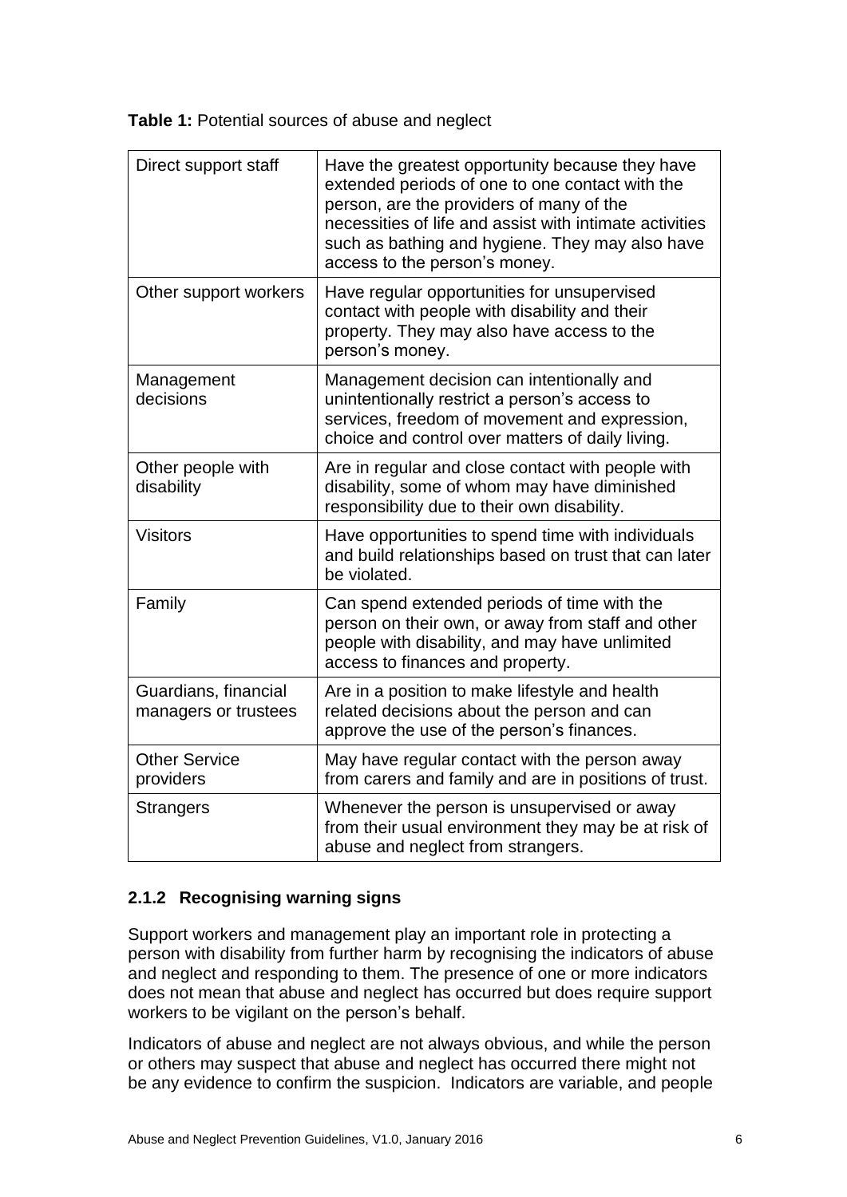**Table 1:** Potential sources of abuse and neglect

| | |
|---|---|
| Direct support staff | Have the greatest opportunity because they have extended periods of one to one contact with the person, are the providers of many of the necessities of life and assist with intimate activities such as bathing and hygiene. They may also have access to the person's money. |
| Other support workers | Have regular opportunities for unsupervised contact with people with disability and their property. They may also have access to the person's money. |
| Management decisions | Management decision can intentionally and unintentionally restrict a person's access to services, freedom of movement and expression, choice and control over matters of daily living. |
| Other people with disability | Are in regular and close contact with people with disability, some of whom may have diminished responsibility due to their own disability. |
| Visitors | Have opportunities to spend time with individuals and build relationships based on trust that can later be violated. |
| Family | Can spend extended periods of time with the person on their own, or away from staff and other people with disability, and may have unlimited access to finances and property. |
| Guardians, financial managers or trustees | Are in a position to make lifestyle and health related decisions about the person and can approve the use of the person's finances. |
| Other Service providers | May have regular contact with the person away from carers and family and are in positions of trust. |
| Strangers | Whenever the person is unsupervised or away from their usual environment they may be at risk of abuse and neglect from strangers. |

### 2.1.2 Recognising warning signs

Support workers and management play an important role in protecting a person with disability from further harm by recognising the indicators of abuse and neglect and responding to them. The presence of one or more indicators does not mean that abuse and neglect has occurred but does require support workers to be vigilant on the person's behalf.

Indicators of abuse and neglect are not always obvious, and while the person or others may suspect that abuse and neglect has occurred there might not be any evidence to confirm the suspicion. Indicators are variable, and people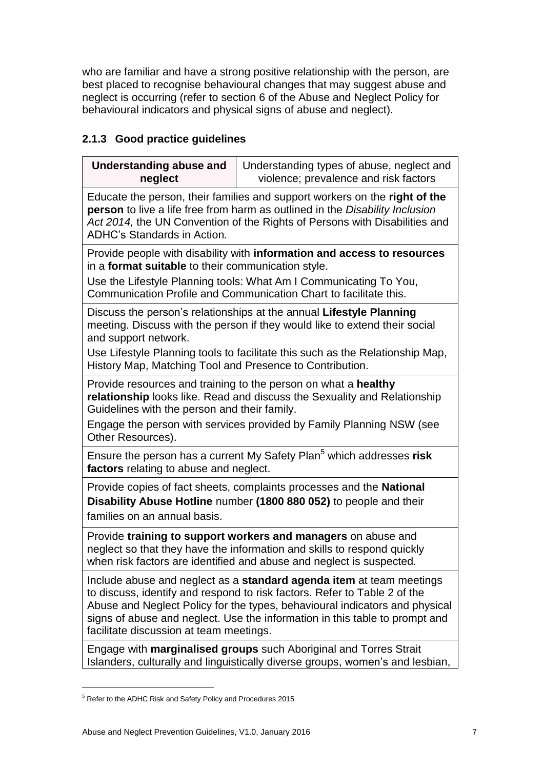who are familiar and have a strong positive relationship with the person, are best placed to recognise behavioural changes that may suggest abuse and neglect is occurring (refer to section 6 of the Abuse and Neglect Policy for behavioural indicators and physical signs of abuse and neglect).

### 2.1.3 Good practice guidelines

| **Understanding abuse and neglect** | Understanding types of abuse, neglect and violence; prevalence and risk factors |
|---|---|
| Educate the person, their families and support workers on the **right of the person** to live a life free from harm as outlined in the *Disability Inclusion Act 2014,* the UN Convention of the Rights of Persons with Disabilities and ADHC's Standards in Action*.* | |
| Provide people with disability with **information and access to resources** in a **format suitable** to their communication style.<br>Use the Lifestyle Planning tools: What Am I Communicating To You, Communication Profile and Communication Chart to facilitate this. | |
| Discuss the person's relationships at the annual **Lifestyle Planning** meeting. Discuss with the person if they would like to extend their social and support network.<br>Use Lifestyle Planning tools to facilitate this such as the Relationship Map, History Map, Matching Tool and Presence to Contribution. | |
| Provide resources and training to the person on what a **healthy relationship** looks like. Read and discuss the Sexuality and Relationship Guidelines with the person and their family.<br>Engage the person with services provided by Family Planning NSW (see Other Resources). | |
| Ensure the person has a current My Safety Plan[5] which addresses **risk factors** relating to abuse and neglect. | |
| Provide copies of fact sheets, complaints processes and the **National Disability Abuse Hotline** number **(1800 880 052)** to people and their families on an annual basis. | |
| Provide **training to support workers and managers** on abuse and neglect so that they have the information and skills to respond quickly when risk factors are identified and abuse and neglect is suspected. | |
| Include abuse and neglect as a **standard agenda item** at team meetings to discuss, identify and respond to risk factors. Refer to Table 2 of the Abuse and Neglect Policy for the types, behavioural indicators and physical signs of abuse and neglect. Use the information in this table to prompt and facilitate discussion at team meetings. | |
| Engage with **marginalised groups** such Aboriginal and Torres Strait Islanders, culturally and linguistically diverse groups, women's and lesbian, | |

[5] Refer to the ADHC Risk and Safety Policy and Procedures 2015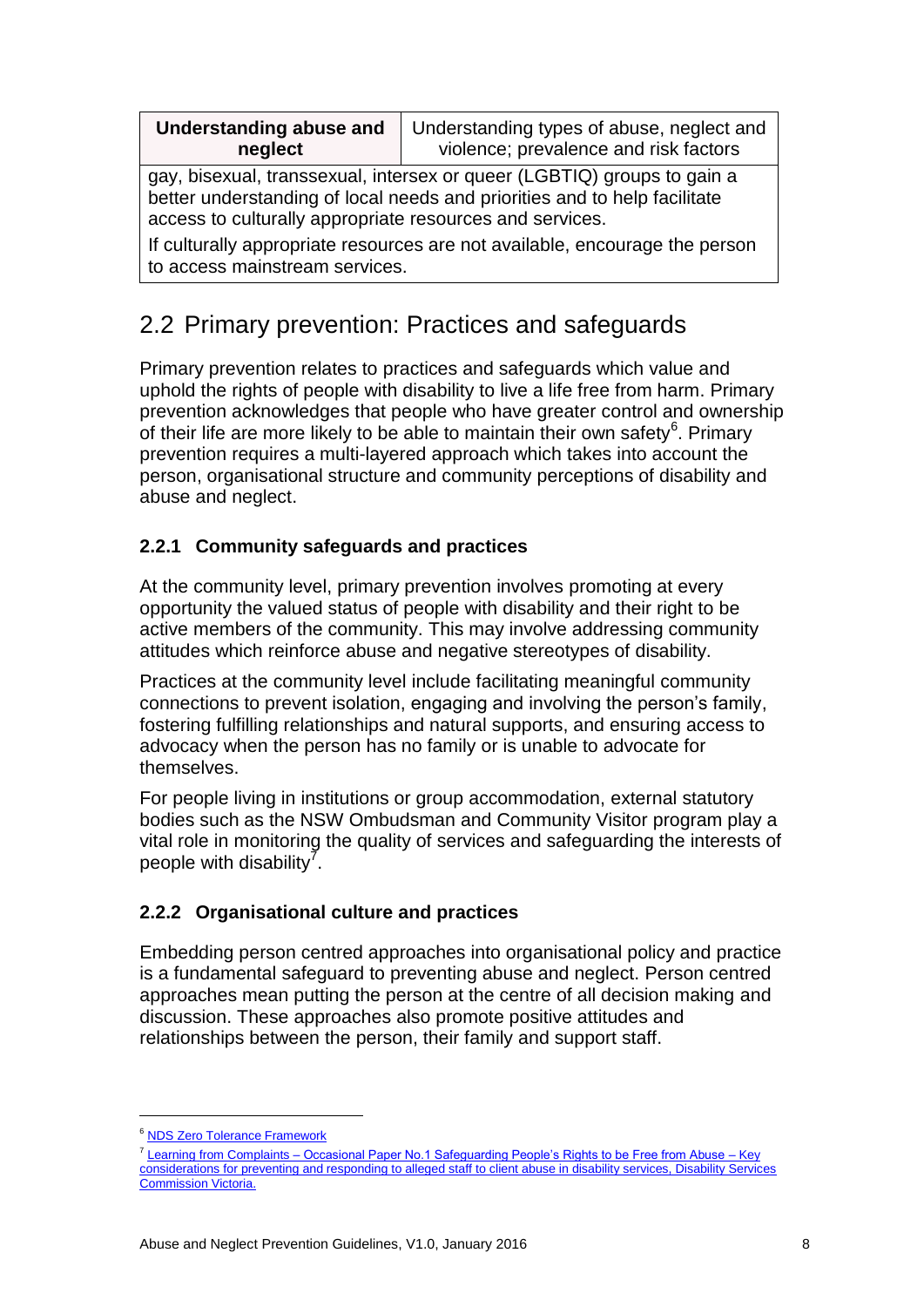| Understanding abuse and neglect | Understanding types of abuse, neglect and violence; prevalence and risk factors |
|---|---|
| gay, bisexual, transsexual, intersex or queer (LGBTIQ) groups to gain a better understanding of local needs and priorities and to help facilitate access to culturally appropriate resources and services. If culturally appropriate resources are not available, encourage the person to access mainstream services. | |

## 2.2 Primary prevention: Practices and safeguards

Primary prevention relates to practices and safeguards which value and uphold the rights of people with disability to live a life free from harm. Primary prevention acknowledges that people who have greater control and ownership of their life are more likely to be able to maintain their own safety[6]. Primary prevention requires a multi-layered approach which takes into account the person, organisational structure and community perceptions of disability and abuse and neglect.

### 2.2.1 Community safeguards and practices

At the community level, primary prevention involves promoting at every opportunity the valued status of people with disability and their right to be active members of the community. This may involve addressing community attitudes which reinforce abuse and negative stereotypes of disability.

Practices at the community level include facilitating meaningful community connections to prevent isolation, engaging and involving the person's family, fostering fulfilling relationships and natural supports, and ensuring access to advocacy when the person has no family or is unable to advocate for themselves.

For people living in institutions or group accommodation, external statutory bodies such as the NSW Ombudsman and Community Visitor program play a vital role in monitoring the quality of services and safeguarding the interests of people with disability[7].

### 2.2.2 Organisational culture and practices

Embedding person centred approaches into organisational policy and practice is a fundamental safeguard to preventing abuse and neglect. Person centred approaches mean putting the person at the centre of all decision making and discussion. These approaches also promote positive attitudes and relationships between the person, their family and support staff.

---

[6] NDS Zero Tolerance Framework

[7] Learning from Complaints – Occasional Paper No.1 Safeguarding People's Rights to be Free from Abuse – Key considerations for preventing and responding to alleged staff to client abuse in disability services, Disability Services Commission Victoria.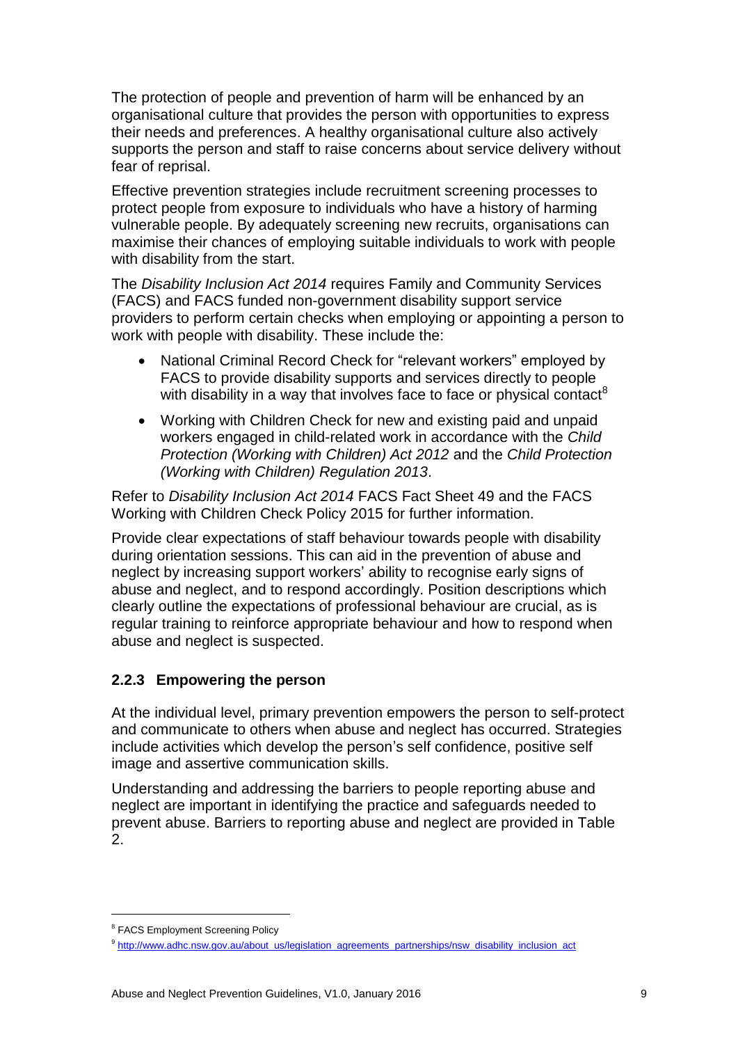The protection of people and prevention of harm will be enhanced by an organisational culture that provides the person with opportunities to express their needs and preferences. A healthy organisational culture also actively supports the person and staff to raise concerns about service delivery without fear of reprisal.

Effective prevention strategies include recruitment screening processes to protect people from exposure to individuals who have a history of harming vulnerable people. By adequately screening new recruits, organisations can maximise their chances of employing suitable individuals to work with people with disability from the start.

The *Disability Inclusion Act 2014* requires Family and Community Services (FACS) and FACS funded non-government disability support service providers to perform certain checks when employing or appointing a person to work with people with disability. These include the:

- National Criminal Record Check for "relevant workers" employed by FACS to provide disability supports and services directly to people with disability in a way that involves face to face or physical contact[8]
- Working with Children Check for new and existing paid and unpaid workers engaged in child-related work in accordance with the *Child Protection (Working with Children) Act 2012* and the *Child Protection (Working with Children) Regulation 2013*.

Refer to *Disability Inclusion Act 2014* FACS Fact Sheet 49 and the FACS Working with Children Check Policy 2015 for further information.

Provide clear expectations of staff behaviour towards people with disability during orientation sessions. This can aid in the prevention of abuse and neglect by increasing support workers' ability to recognise early signs of abuse and neglect, and to respond accordingly. Position descriptions which clearly outline the expectations of professional behaviour are crucial, as is regular training to reinforce appropriate behaviour and how to respond when abuse and neglect is suspected.

### 2.2.3 Empowering the person

At the individual level, primary prevention empowers the person to self-protect and communicate to others when abuse and neglect has occurred. Strategies include activities which develop the person's self confidence, positive self image and assertive communication skills.

Understanding and addressing the barriers to people reporting abuse and neglect are important in identifying the practice and safeguards needed to prevent abuse. Barriers to reporting abuse and neglect are provided in Table 2.

---

[8] FACS Employment Screening Policy

[9] http://www.adhc.nsw.gov.au/about_us/legislation_agreements_partnerships/nsw_disability_inclusion_act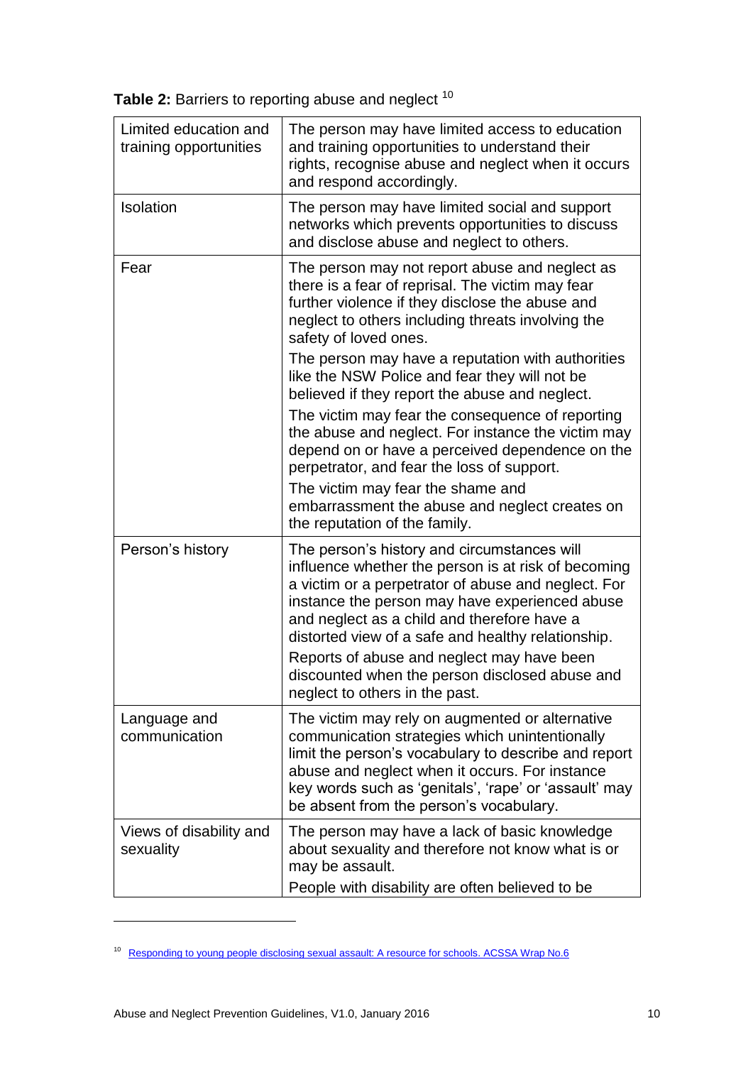**Table 2:** Barriers to reporting abuse and neglect [10]

| | |
|---|---|
| Limited education and training opportunities | The person may have limited access to education and training opportunities to understand their rights, recognise abuse and neglect when it occurs and respond accordingly. |
| Isolation | The person may have limited social and support networks which prevents opportunities to discuss and disclose abuse and neglect to others. |
| Fear | The person may not report abuse and neglect as there is a fear of reprisal. The victim may fear further violence if they disclose the abuse and neglect to others including threats involving the safety of loved ones.<br>The person may have a reputation with authorities like the NSW Police and fear they will not be believed if they report the abuse and neglect.<br>The victim may fear the consequence of reporting the abuse and neglect. For instance the victim may depend on or have a perceived dependence on the perpetrator, and fear the loss of support.<br>The victim may fear the shame and embarrassment the abuse and neglect creates on the reputation of the family. |
| Person's history | The person's history and circumstances will influence whether the person is at risk of becoming a victim or a perpetrator of abuse and neglect. For instance the person may have experienced abuse and neglect as a child and therefore have a distorted view of a safe and healthy relationship.<br>Reports of abuse and neglect may have been discounted when the person disclosed abuse and neglect to others in the past. |
| Language and communication | The victim may rely on augmented or alternative communication strategies which unintentionally limit the person's vocabulary to describe and report abuse and neglect when it occurs. For instance key words such as 'genitals', 'rape' or 'assault' may be absent from the person's vocabulary. |
| Views of disability and sexuality | The person may have a lack of basic knowledge about sexuality and therefore not know what is or may be assault.<br>People with disability are often believed to be |

[10] Responding to young people disclosing sexual assault: A resource for schools. ACSSA Wrap No.6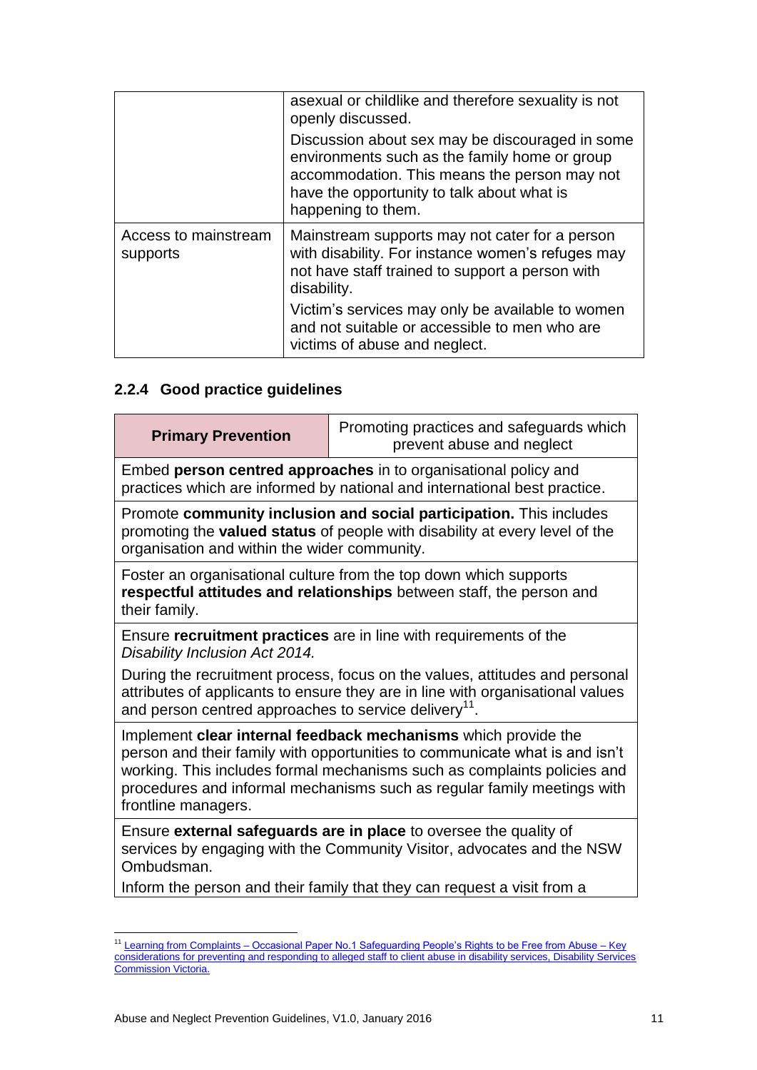| | |
|---|---|
| | asexual or childlike and therefore sexuality is not openly discussed.<br><br>Discussion about sex may be discouraged in some environments such as the family home or group accommodation. This means the person may not have the opportunity to talk about what is happening to them. |
| Access to mainstream supports | Mainstream supports may not cater for a person with disability. For instance women's refuges may not have staff trained to support a person with disability.<br><br>Victim's services may only be available to women and not suitable or accessible to men who are victims of abuse and neglect. |

### 2.2.4 Good practice guidelines

| **Primary Prevention** | Promoting practices and safeguards which prevent abuse and neglect |
|---|---|
| Embed **person centred approaches** in to organisational policy and practices which are informed by national and international best practice. | |
| Promote **community inclusion and social participation.** This includes promoting the **valued status** of people with disability at every level of the organisation and within the wider community. | |
| Foster an organisational culture from the top down which supports **respectful attitudes and relationships** between staff, the person and their family. | |
| Ensure **recruitment practices** are in line with requirements of the *Disability Inclusion Act 2014.*<br><br>During the recruitment process, focus on the values, attitudes and personal attributes of applicants to ensure they are in line with organisational values and person centred approaches to service delivery[11]. | |
| Implement **clear internal feedback mechanisms** which provide the person and their family with opportunities to communicate what is and isn't working. This includes formal mechanisms such as complaints policies and procedures and informal mechanisms such as regular family meetings with frontline managers. | |
| Ensure **external safeguards are in place** to oversee the quality of services by engaging with the Community Visitor, advocates and the NSW Ombudsman.<br><br>Inform the person and their family that they can request a visit from a | |

[11] Learning from Complaints – Occasional Paper No.1 Safeguarding People's Rights to be Free from Abuse – Key considerations for preventing and responding to alleged staff to client abuse in disability services, Disability Services Commission Victoria.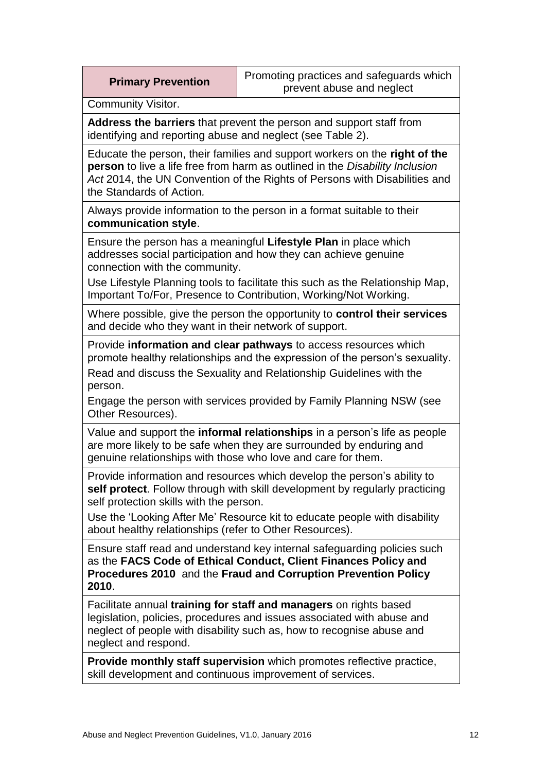| **Primary Prevention** | Promoting practices and safeguards which prevent abuse and neglect |
|---|---|
| Community Visitor. | |
| **Address the barriers** that prevent the person and support staff from identifying and reporting abuse and neglect (see Table 2). | |
| Educate the person, their families and support workers on the **right of the person** to live a life free from harm as outlined in the *Disability Inclusion Act* 2014, the UN Convention of the Rights of Persons with Disabilities and the Standards of Action*.* | |
| Always provide information to the person in a format suitable to their **communication style**. | |
| Ensure the person has a meaningful **Lifestyle Plan** in place which addresses social participation and how they can achieve genuine connection with the community.<br>Use Lifestyle Planning tools to facilitate this such as the Relationship Map, Important To/For, Presence to Contribution, Working/Not Working. | |
| Where possible, give the person the opportunity to **control their services** and decide who they want in their network of support. | |
| Provide **information and clear pathways** to access resources which promote healthy relationships and the expression of the person's sexuality.<br>Read and discuss the Sexuality and Relationship Guidelines with the person.<br>Engage the person with services provided by Family Planning NSW (see Other Resources). | |
| Value and support the **informal relationships** in a person's life as people are more likely to be safe when they are surrounded by enduring and genuine relationships with those who love and care for them. | |
| Provide information and resources which develop the person's ability to **self protect**. Follow through with skill development by regularly practicing self protection skills with the person.<br>Use the 'Looking After Me' Resource kit to educate people with disability about healthy relationships (refer to Other Resources). | |
| Ensure staff read and understand key internal safeguarding policies such as the **FACS Code of Ethical Conduct, Client Finances Policy and Procedures 2010** and the **Fraud and Corruption Prevention Policy 2010**. | |
| Facilitate annual **training for staff and managers** on rights based legislation, policies, procedures and issues associated with abuse and neglect of people with disability such as, how to recognise abuse and neglect and respond. | |
| **Provide monthly staff supervision** which promotes reflective practice, skill development and continuous improvement of services. | |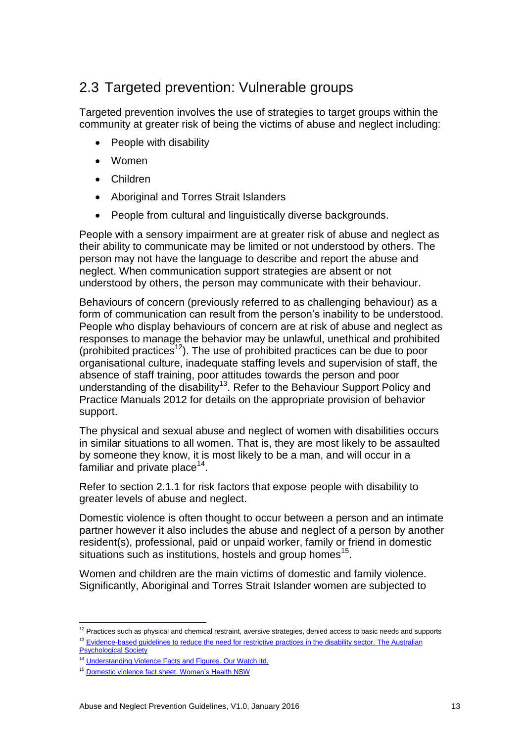## 2.3 Targeted prevention: Vulnerable groups

Targeted prevention involves the use of strategies to target groups within the community at greater risk of being the victims of abuse and neglect including:

- People with disability
- Women
- Children
- Aboriginal and Torres Strait Islanders
- People from cultural and linguistically diverse backgrounds.

People with a sensory impairment are at greater risk of abuse and neglect as their ability to communicate may be limited or not understood by others. The person may not have the language to describe and report the abuse and neglect. When communication support strategies are absent or not understood by others, the person may communicate with their behaviour.

Behaviours of concern (previously referred to as challenging behaviour) as a form of communication can result from the person's inability to be understood. People who display behaviours of concern are at risk of abuse and neglect as responses to manage the behavior may be unlawful, unethical and prohibited (prohibited practices[12]). The use of prohibited practices can be due to poor organisational culture, inadequate staffing levels and supervision of staff, the absence of staff training, poor attitudes towards the person and poor understanding of the disability[13]. Refer to the Behaviour Support Policy and Practice Manuals 2012 for details on the appropriate provision of behavior support.

The physical and sexual abuse and neglect of women with disabilities occurs in similar situations to all women. That is, they are most likely to be assaulted by someone they know, it is most likely to be a man, and will occur in a familiar and private place[14].

Refer to section 2.1.1 for risk factors that expose people with disability to greater levels of abuse and neglect.

Domestic violence is often thought to occur between a person and an intimate partner however it also includes the abuse and neglect of a person by another resident(s), professional, paid or unpaid worker, family or friend in domestic situations such as institutions, hostels and group homes[15].

Women and children are the main victims of domestic and family violence. Significantly, Aboriginal and Torres Strait Islander women are subjected to

---

[12] Practices such as physical and chemical restraint, aversive strategies, denied access to basic needs and supports

[13] Evidence-based guidelines to reduce the need for restrictive practices in the disability sector. The Australian Psychological Society

[14] Understanding Violence Facts and Figures. Our Watch ltd.

[15] Domestic violence fact sheet. Women's Health NSW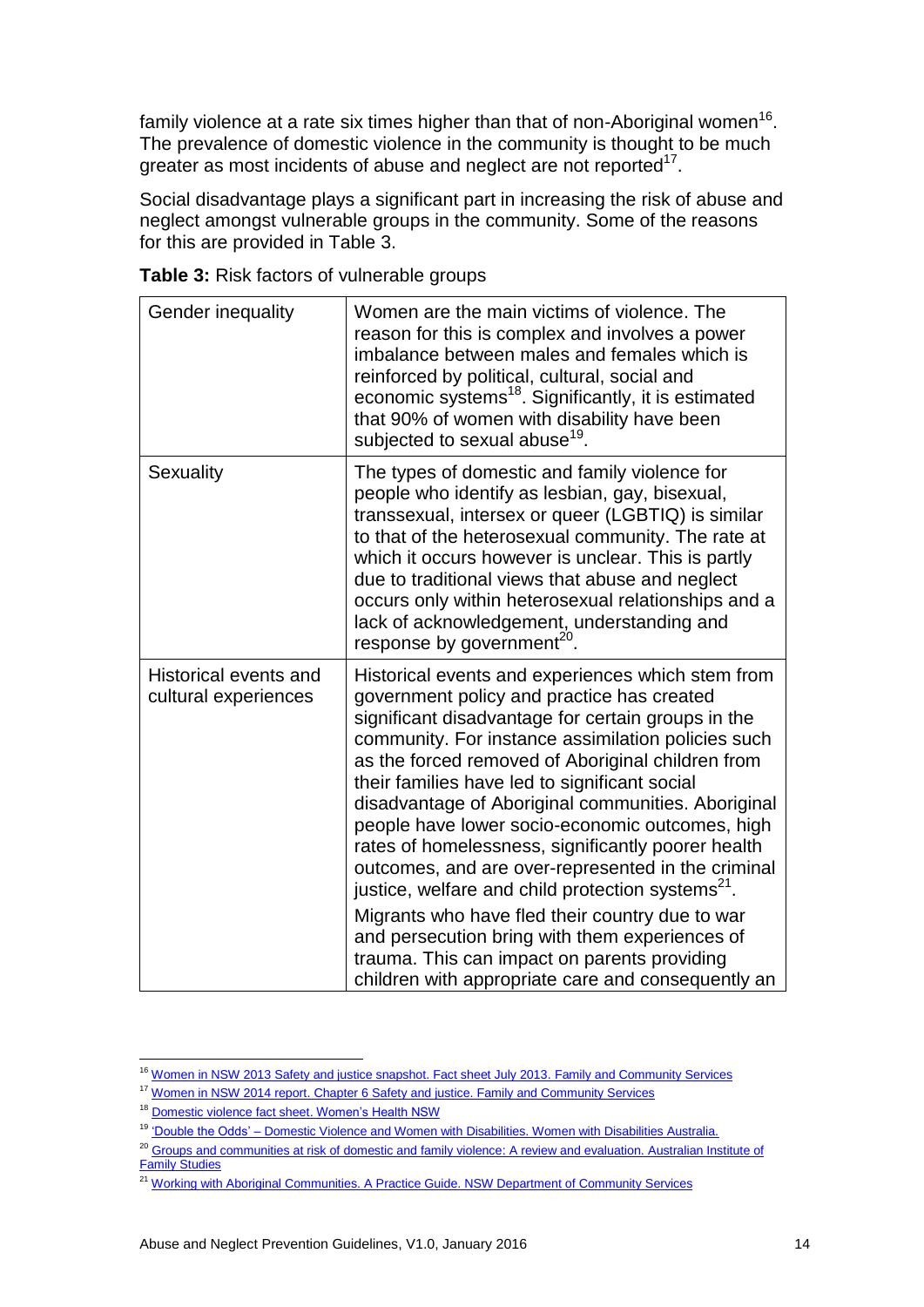family violence at a rate six times higher than that of non-Aboriginal women[16]. The prevalence of domestic violence in the community is thought to be much greater as most incidents of abuse and neglect are not reported[17].

Social disadvantage plays a significant part in increasing the risk of abuse and neglect amongst vulnerable groups in the community. Some of the reasons for this are provided in Table 3.

**Table 3:** Risk factors of vulnerable groups

| | |
|---|---|
| Gender inequality | Women are the main victims of violence. The reason for this is complex and involves a power imbalance between males and females which is reinforced by political, cultural, social and economic systems[18]. Significantly, it is estimated that 90% of women with disability have been subjected to sexual abuse[19]. |
| Sexuality | The types of domestic and family violence for people who identify as lesbian, gay, bisexual, transsexual, intersex or queer (LGBTIQ) is similar to that of the heterosexual community. The rate at which it occurs however is unclear. This is partly due to traditional views that abuse and neglect occurs only within heterosexual relationships and a lack of acknowledgement, understanding and response by government[20]. |
| Historical events and cultural experiences | Historical events and experiences which stem from government policy and practice has created significant disadvantage for certain groups in the community. For instance assimilation policies such as the forced removed of Aboriginal children from their families have led to significant social disadvantage of Aboriginal communities. Aboriginal people have lower socio-economic outcomes, high rates of homelessness, significantly poorer health outcomes, and are over-represented in the criminal justice, welfare and child protection systems[21]. <br><br> Migrants who have fled their country due to war and persecution bring with them experiences of trauma. This can impact on parents providing children with appropriate care and consequently an |

[16] Women in NSW 2013 Safety and justice snapshot. Fact sheet July 2013. Family and Community Services

[17] Women in NSW 2014 report. Chapter 6 Safety and justice. Family and Community Services

[18] Domestic violence fact sheet. Women's Health NSW

[19] 'Double the Odds' – Domestic Violence and Women with Disabilities. Women with Disabilities Australia.

[20] Groups and communities at risk of domestic and family violence: A review and evaluation. Australian Institute of Family Studies

[21] Working with Aboriginal Communities. A Practice Guide. NSW Department of Community Services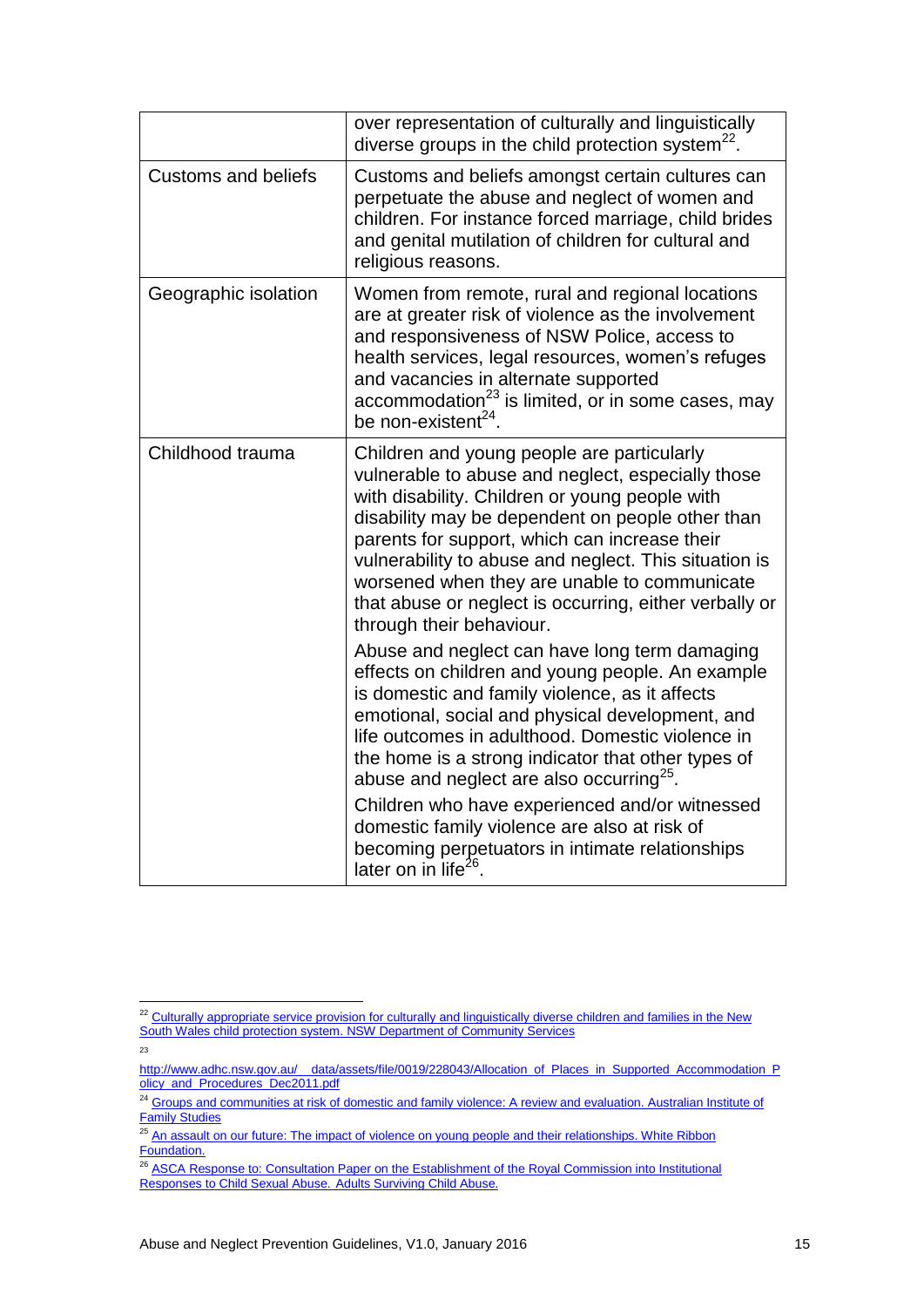| | |
|---|---|
| | over representation of culturally and linguistically diverse groups in the child protection system[22]. |
| Customs and beliefs | Customs and beliefs amongst certain cultures can perpetuate the abuse and neglect of women and children. For instance forced marriage, child brides and genital mutilation of children for cultural and religious reasons. |
| Geographic isolation | Women from remote, rural and regional locations are at greater risk of violence as the involvement and responsiveness of NSW Police, access to health services, legal resources, women's refuges and vacancies in alternate supported accommodation[23] is limited, or in some cases, may be non-existent[24]. |
| Childhood trauma | Children and young people are particularly vulnerable to abuse and neglect, especially those with disability. Children or young people with disability may be dependent on people other than parents for support, which can increase their vulnerability to abuse and neglect. This situation is worsened when they are unable to communicate that abuse or neglect is occurring, either verbally or through their behaviour. <br><br> Abuse and neglect can have long term damaging effects on children and young people. An example is domestic and family violence, as it affects emotional, social and physical development, and life outcomes in adulthood. Domestic violence in the home is a strong indicator that other types of abuse and neglect are also occurring[25]. <br><br> Children who have experienced and/or witnessed domestic family violence are also at risk of becoming perpetuators in intimate relationships later on in life[26]. |

[22] Culturally appropriate service provision for culturally and linguistically diverse children and families in the New South Wales child protection system. NSW Department of Community Services

[23] http://www.adhc.nsw.gov.au/__data/assets/file/0019/228043/Allocation_of_Places_in_Supported_Accommodation_Policy_and_Procedures_Dec2011.pdf

[24] Groups and communities at risk of domestic and family violence: A review and evaluation. Australian Institute of Family Studies

[25] An assault on our future: The impact of violence on young people and their relationships. White Ribbon Foundation.

[26] ASCA Response to: Consultation Paper on the Establishment of the Royal Commission into Institutional Responses to Child Sexual Abuse. Adults Surviving Child Abuse.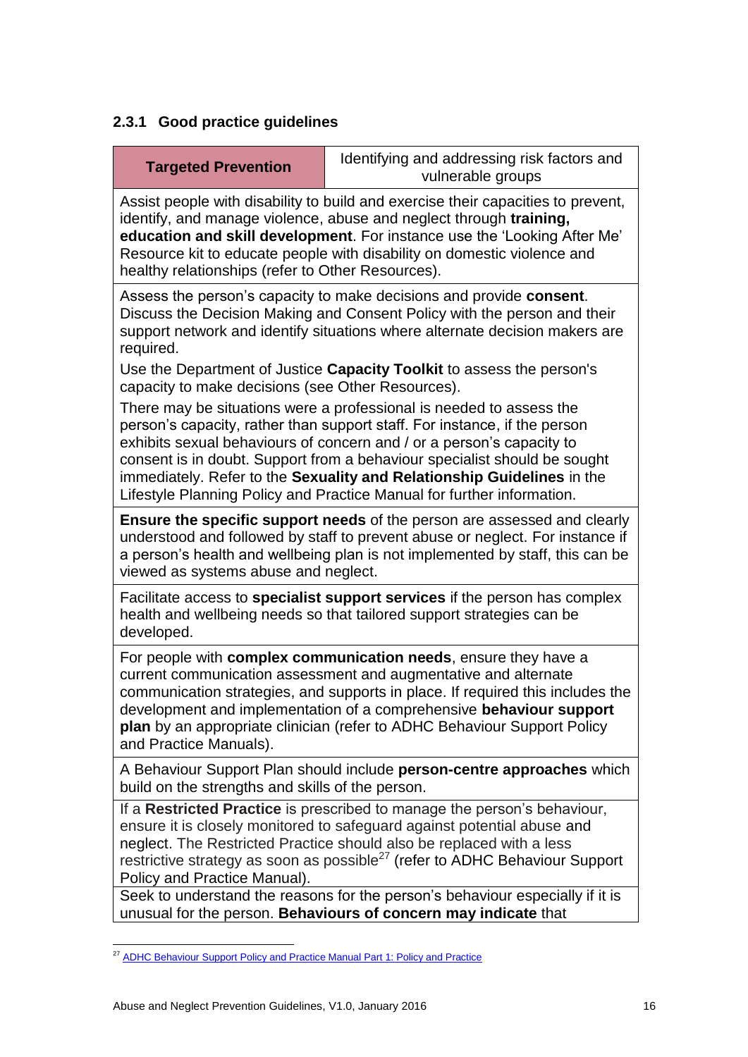### 2.3.1 Good practice guidelines

| **Targeted Prevention** | Identifying and addressing risk factors and vulnerable groups |
|---|---|
| Assist people with disability to build and exercise their capacities to prevent, identify, and manage violence, abuse and neglect through **training, education and skill development**. For instance use the 'Looking After Me' Resource kit to educate people with disability on domestic violence and healthy relationships (refer to Other Resources). | |
| Assess the person's capacity to make decisions and provide **consent**. Discuss the Decision Making and Consent Policy with the person and their support network and identify situations where alternate decision makers are required.<br>Use the Department of Justice **Capacity Toolkit** to assess the person's capacity to make decisions (see Other Resources).<br>There may be situations were a professional is needed to assess the person's capacity, rather than support staff. For instance, if the person exhibits sexual behaviours of concern and / or a person's capacity to consent is in doubt. Support from a behaviour specialist should be sought immediately. Refer to the **Sexuality and Relationship Guidelines** in the Lifestyle Planning Policy and Practice Manual for further information. | |
| **Ensure the specific support needs** of the person are assessed and clearly understood and followed by staff to prevent abuse or neglect. For instance if a person's health and wellbeing plan is not implemented by staff, this can be viewed as systems abuse and neglect. | |
| Facilitate access to **specialist support services** if the person has complex health and wellbeing needs so that tailored support strategies can be developed. | |
| For people with **complex communication needs**, ensure they have a current communication assessment and augmentative and alternate communication strategies, and supports in place. If required this includes the development and implementation of a comprehensive **behaviour support plan** by an appropriate clinician (refer to ADHC Behaviour Support Policy and Practice Manuals). | |
| A Behaviour Support Plan should include **person-centre approaches** which build on the strengths and skills of the person. | |
| If a **Restricted Practice** is prescribed to manage the person's behaviour, ensure it is closely monitored to safeguard against potential abuse and neglect. The Restricted Practice should also be replaced with a less restrictive strategy as soon as possible[27] (refer to ADHC Behaviour Support Policy and Practice Manual). | |
| Seek to understand the reasons for the person's behaviour especially if it is unusual for the person. **Behaviours of concern may indicate** that | |

[27] ADHC Behaviour Support Policy and Practice Manual Part 1: Policy and Practice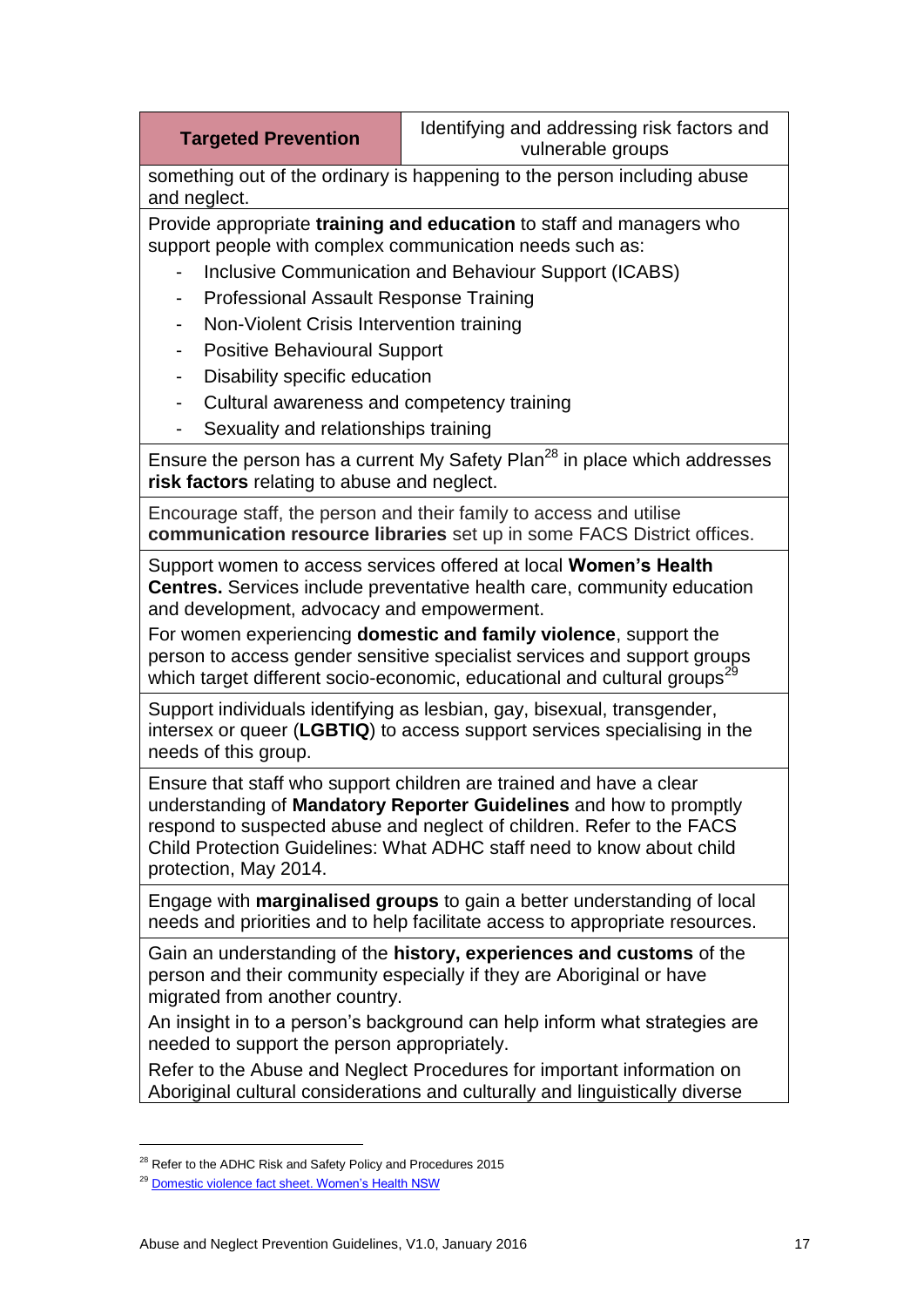| Targeted Prevention | Identifying and addressing risk factors and vulnerable groups |
|---|---|
| something out of the ordinary is happening to the person including abuse and neglect. | |
| Provide appropriate **training and education** to staff and managers who support people with complex communication needs such as:<br>- Inclusive Communication and Behaviour Support (ICABS)<br>- Professional Assault Response Training<br>- Non-Violent Crisis Intervention training<br>- Positive Behavioural Support<br>- Disability specific education<br>- Cultural awareness and competency training<br>- Sexuality and relationships training | |
| Ensure the person has a current My Safety Plan[28] in place which addresses **risk factors** relating to abuse and neglect. | |
| Encourage staff, the person and their family to access and utilise **communication resource libraries** set up in some FACS District offices. | |
| Support women to access services offered at local **Women's Health Centres.** Services include preventative health care, community education and development, advocacy and empowerment.<br>For women experiencing **domestic and family violence**, support the person to access gender sensitive specialist services and support groups which target different socio-economic, educational and cultural groups[29] | |
| Support individuals identifying as lesbian, gay, bisexual, transgender, intersex or queer (**LGBTIQ**) to access support services specialising in the needs of this group. | |
| Ensure that staff who support children are trained and have a clear understanding of **Mandatory Reporter Guidelines** and how to promptly respond to suspected abuse and neglect of children. Refer to the FACS Child Protection Guidelines: What ADHC staff need to know about child protection, May 2014. | |
| Engage with **marginalised groups** to gain a better understanding of local needs and priorities and to help facilitate access to appropriate resources. | |
| Gain an understanding of the **history, experiences and customs** of the person and their community especially if they are Aboriginal or have migrated from another country.<br>An insight in to a person's background can help inform what strategies are needed to support the person appropriately.<br>Refer to the Abuse and Neglect Procedures for important information on Aboriginal cultural considerations and culturally and linguistically diverse | |

[28] Refer to the ADHC Risk and Safety Policy and Procedures 2015

[29] Domestic violence fact sheet. Women's Health NSW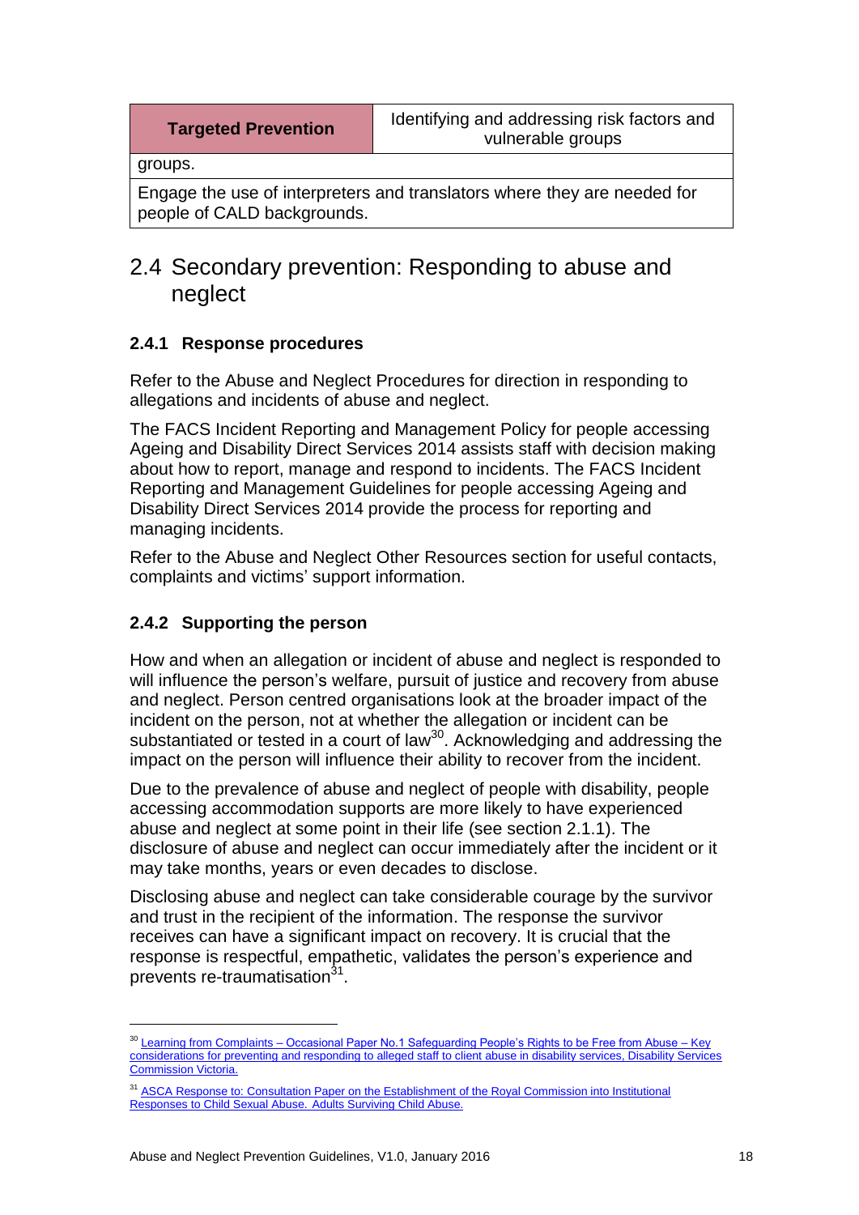| Targeted Prevention | Identifying and addressing risk factors and vulnerable groups |
|---|---|
| groups. | |
| Engage the use of interpreters and translators where they are needed for people of CALD backgrounds. | |

## 2.4 Secondary prevention: Responding to abuse and neglect

### 2.4.1 Response procedures

Refer to the Abuse and Neglect Procedures for direction in responding to allegations and incidents of abuse and neglect.

The FACS Incident Reporting and Management Policy for people accessing Ageing and Disability Direct Services 2014 assists staff with decision making about how to report, manage and respond to incidents. The FACS Incident Reporting and Management Guidelines for people accessing Ageing and Disability Direct Services 2014 provide the process for reporting and managing incidents.

Refer to the Abuse and Neglect Other Resources section for useful contacts, complaints and victims' support information.

### 2.4.2 Supporting the person

How and when an allegation or incident of abuse and neglect is responded to will influence the person's welfare, pursuit of justice and recovery from abuse and neglect. Person centred organisations look at the broader impact of the incident on the person, not at whether the allegation or incident can be substantiated or tested in a court of law[30]. Acknowledging and addressing the impact on the person will influence their ability to recover from the incident.

Due to the prevalence of abuse and neglect of people with disability, people accessing accommodation supports are more likely to have experienced abuse and neglect at some point in their life (see section 2.1.1). The disclosure of abuse and neglect can occur immediately after the incident or it may take months, years or even decades to disclose.

Disclosing abuse and neglect can take considerable courage by the survivor and trust in the recipient of the information. The response the survivor receives can have a significant impact on recovery. It is crucial that the response is respectful, empathetic, validates the person's experience and prevents re-traumatisation[31].

---

[30] Learning from Complaints – Occasional Paper No.1 Safeguarding People's Rights to be Free from Abuse – Key considerations for preventing and responding to alleged staff to client abuse in disability services, Disability Services Commission Victoria.

[31] ASCA Response to: Consultation Paper on the Establishment of the Royal Commission into Institutional Responses to Child Sexual Abuse. Adults Surviving Child Abuse.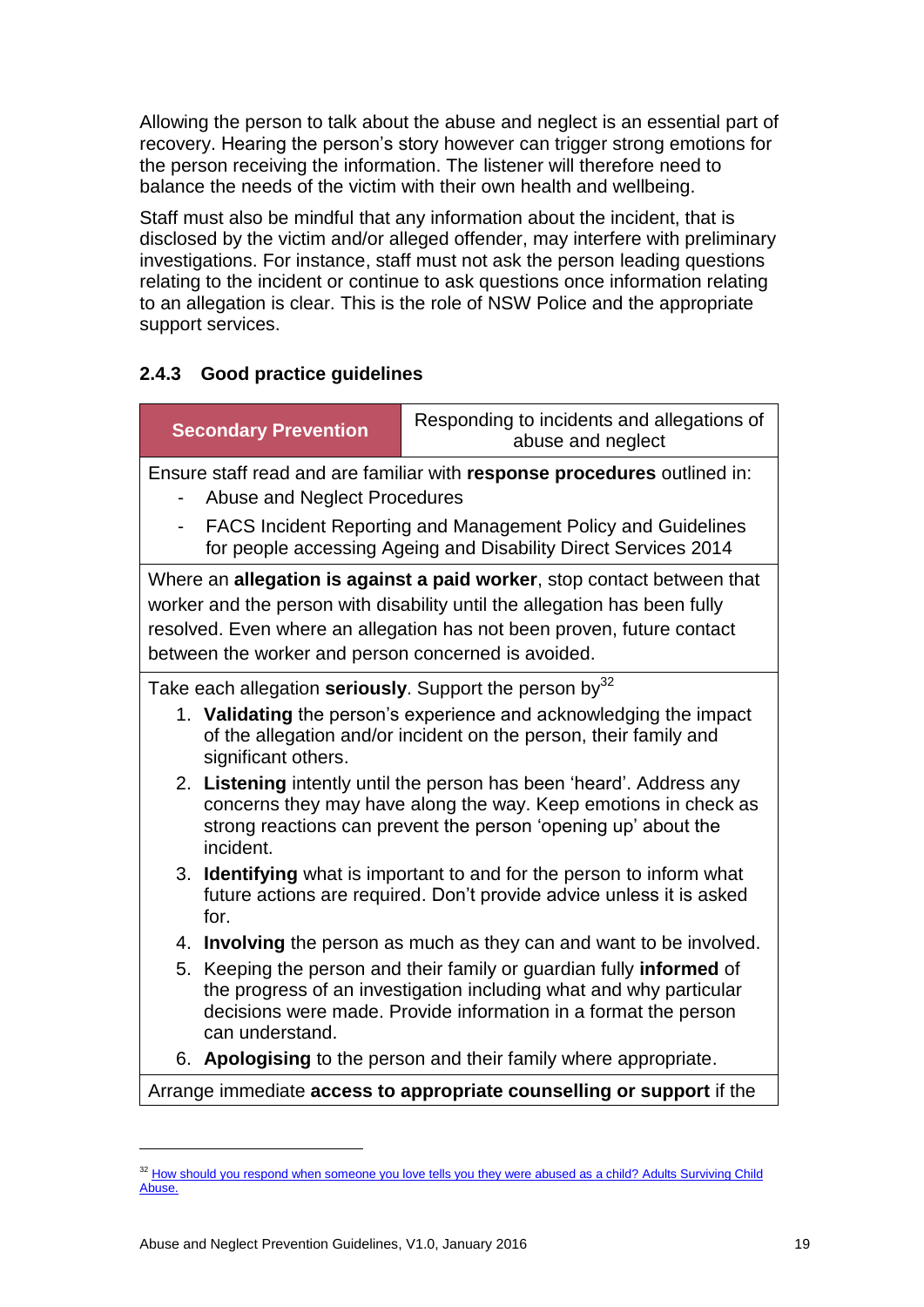Allowing the person to talk about the abuse and neglect is an essential part of recovery. Hearing the person's story however can trigger strong emotions for the person receiving the information. The listener will therefore need to balance the needs of the victim with their own health and wellbeing.

Staff must also be mindful that any information about the incident, that is disclosed by the victim and/or alleged offender, may interfere with preliminary investigations. For instance, staff must not ask the person leading questions relating to the incident or continue to ask questions once information relating to an allegation is clear. This is the role of NSW Police and the appropriate support services.

### 2.4.3 Good practice guidelines

| **Secondary Prevention** | Responding to incidents and allegations of abuse and neglect |
|---|---|
| Ensure staff read and are familiar with **response procedures** outlined in:<br>- Abuse and Neglect Procedures<br>- FACS Incident Reporting and Management Policy and Guidelines for people accessing Ageing and Disability Direct Services 2014 | |
| Where an **allegation is against a paid worker**, stop contact between that worker and the person with disability until the allegation has been fully resolved. Even where an allegation has not been proven, future contact between the worker and person concerned is avoided. | |
| Take each allegation **seriously**. Support the person by[32]<br>1. **Validating** the person's experience and acknowledging the impact of the allegation and/or incident on the person, their family and significant others.<br>2. **Listening** intently until the person has been 'heard'. Address any concerns they may have along the way. Keep emotions in check as strong reactions can prevent the person 'opening up' about the incident.<br>3. **Identifying** what is important to and for the person to inform what future actions are required. Don't provide advice unless it is asked for.<br>4. **Involving** the person as much as they can and want to be involved.<br>5. Keeping the person and their family or guardian fully **informed** of the progress of an investigation including what and why particular decisions were made. Provide information in a format the person can understand.<br>6. **Apologising** to the person and their family where appropriate. | |
| Arrange immediate **access to appropriate counselling or support** if the | |

[32] How should you respond when someone you love tells you they were abused as a child? Adults Surviving Child Abuse.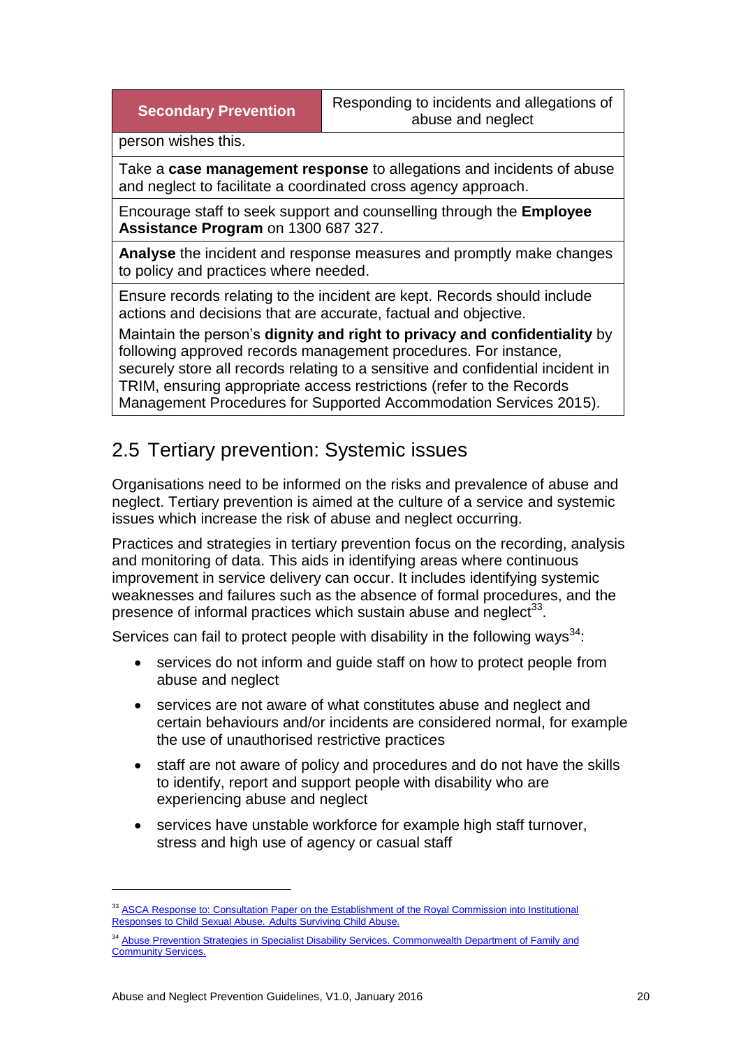| Secondary Prevention | Responding to incidents and allegations of abuse and neglect |
|---|---|
| person wishes this. | |
| Take a **case management response** to allegations and incidents of abuse and neglect to facilitate a coordinated cross agency approach. | |
| Encourage staff to seek support and counselling through the **Employee Assistance Program** on 1300 687 327. | |
| **Analyse** the incident and response measures and promptly make changes to policy and practices where needed. | |
| Ensure records relating to the incident are kept. Records should include actions and decisions that are accurate, factual and objective.<br>Maintain the person's **dignity and right to privacy and confidentiality** by following approved records management procedures. For instance, securely store all records relating to a sensitive and confidential incident in TRIM, ensuring appropriate access restrictions (refer to the Records Management Procedures for Supported Accommodation Services 2015). | |

## 2.5 Tertiary prevention: Systemic issues

Organisations need to be informed on the risks and prevalence of abuse and neglect. Tertiary prevention is aimed at the culture of a service and systemic issues which increase the risk of abuse and neglect occurring.

Practices and strategies in tertiary prevention focus on the recording, analysis and monitoring of data. This aids in identifying areas where continuous improvement in service delivery can occur. It includes identifying systemic weaknesses and failures such as the absence of formal procedures, and the presence of informal practices which sustain abuse and neglect[33].

Services can fail to protect people with disability in the following ways[34]:

- services do not inform and guide staff on how to protect people from abuse and neglect
- services are not aware of what constitutes abuse and neglect and certain behaviours and/or incidents are considered normal, for example the use of unauthorised restrictive practices
- staff are not aware of policy and procedures and do not have the skills to identify, report and support people with disability who are experiencing abuse and neglect
- services have unstable workforce for example high staff turnover, stress and high use of agency or casual staff

---

[33] ASCA Response to: Consultation Paper on the Establishment of the Royal Commission into Institutional Responses to Child Sexual Abuse. Adults Surviving Child Abuse.

[34] Abuse Prevention Strategies in Specialist Disability Services. Commonwealth Department of Family and Community Services.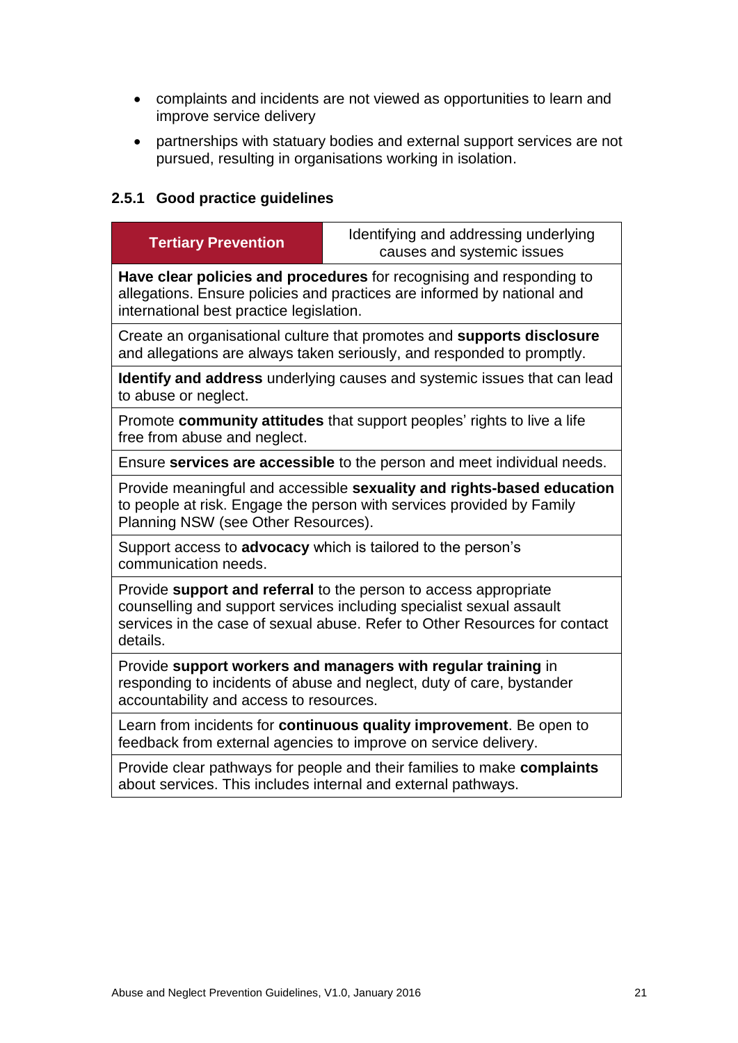- complaints and incidents are not viewed as opportunities to learn and improve service delivery
- partnerships with statuary bodies and external support services are not pursued, resulting in organisations working in isolation.

### 2.5.1 Good practice guidelines

| **Tertiary Prevention** | Identifying and addressing underlying causes and systemic issues |
|---|---|
| **Have clear policies and procedures** for recognising and responding to allegations. Ensure policies and practices are informed by national and international best practice legislation. | |
| Create an organisational culture that promotes and **supports disclosure** and allegations are always taken seriously, and responded to promptly. | |
| **Identify and address** underlying causes and systemic issues that can lead to abuse or neglect. | |
| Promote **community attitudes** that support peoples' rights to live a life free from abuse and neglect. | |
| Ensure **services are accessible** to the person and meet individual needs. | |
| Provide meaningful and accessible **sexuality and rights-based education** to people at risk. Engage the person with services provided by Family Planning NSW (see Other Resources). | |
| Support access to **advocacy** which is tailored to the person's communication needs. | |
| Provide **support and referral** to the person to access appropriate counselling and support services including specialist sexual assault services in the case of sexual abuse. Refer to Other Resources for contact details. | |
| Provide **support workers and managers with regular training** in responding to incidents of abuse and neglect, duty of care, bystander accountability and access to resources. | |
| Learn from incidents for **continuous quality improvement**. Be open to feedback from external agencies to improve on service delivery. | |
| Provide clear pathways for people and their families to make **complaints** about services. This includes internal and external pathways. | |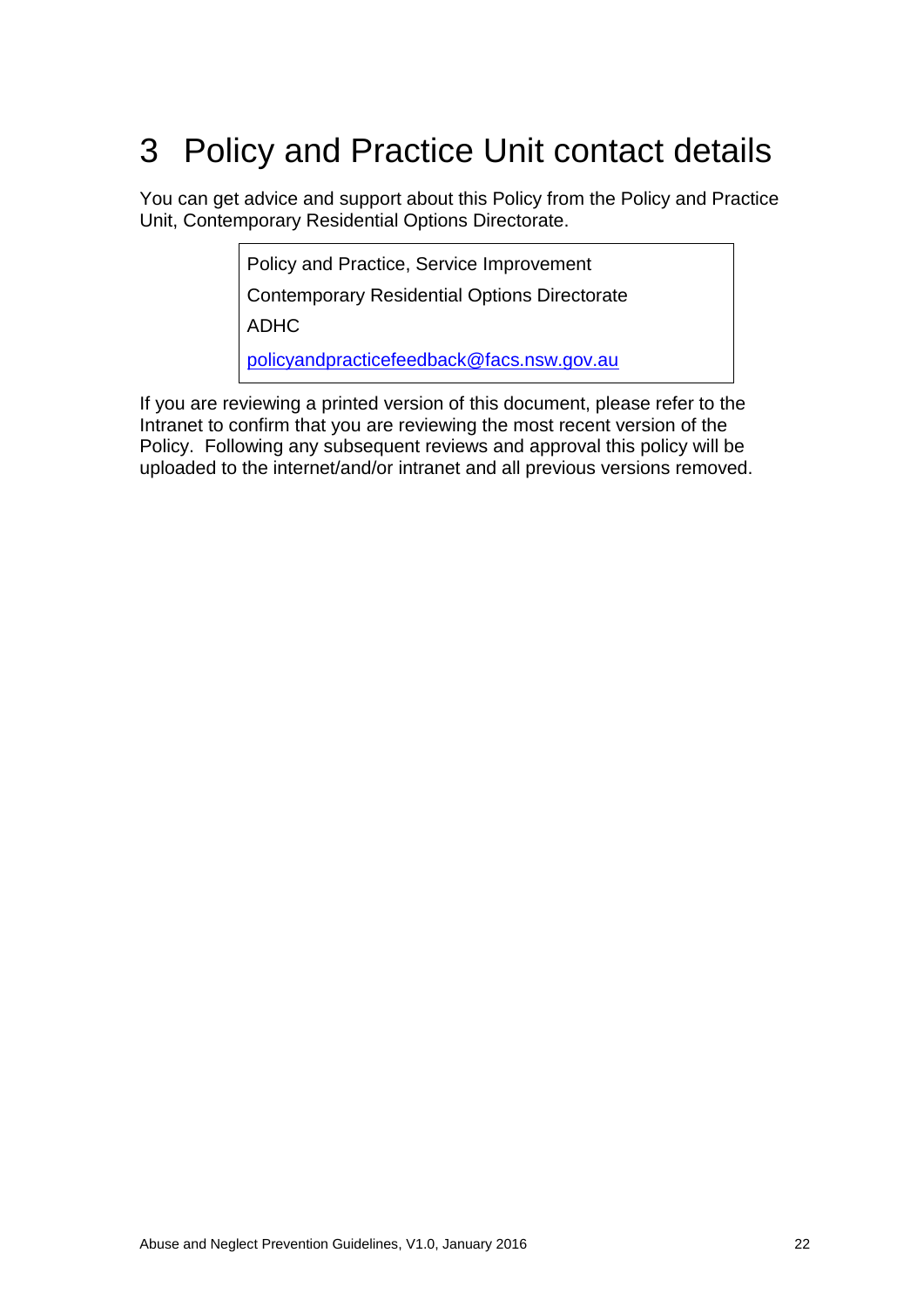# 3 Policy and Practice Unit contact details

You can get advice and support about this Policy from the Policy and Practice Unit, Contemporary Residential Options Directorate.

| |
|---|
| Policy and Practice, Service Improvement |
| Contemporary Residential Options Directorate |
| ADHC |
| policyandpracticefeedback@facs.nsw.gov.au |

If you are reviewing a printed version of this document, please refer to the Intranet to confirm that you are reviewing the most recent version of the Policy. Following any subsequent reviews and approval this policy will be uploaded to the internet/and/or intranet and all previous versions removed.